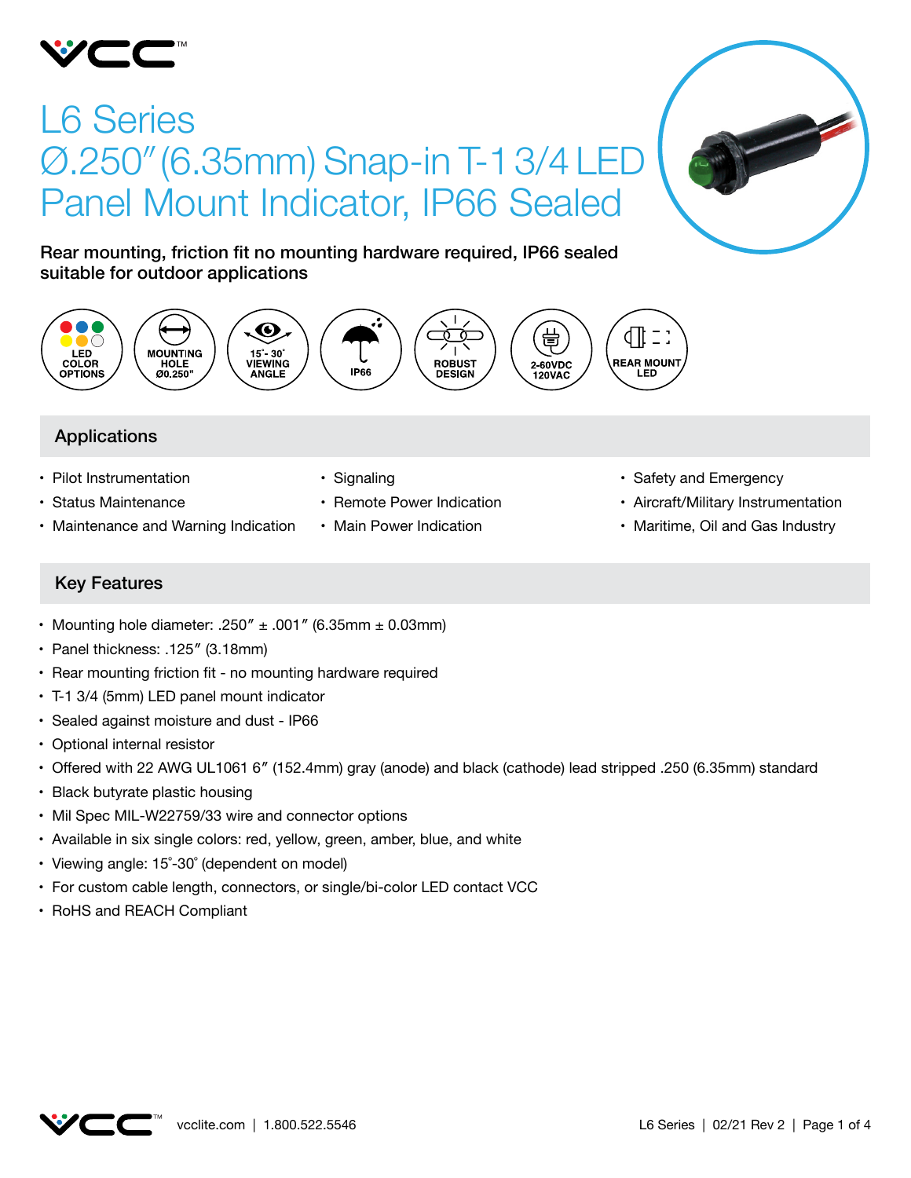# L6 Series
# Ø.250″ (6.35mm) Snap-in T-1 3/4 LED Panel Mount Indicator, IP66 Sealed

**Rear mounting, friction fit no mounting hardware required, IP66 sealed suitable for outdoor applications**

LED COLOR OPTIONS | MOUNTING HOLE Ø0.250" | 15˚- 30˚ VIEWING ANGLE | IP66 | ROBUST DESIGN | 2-60VDC 120VAC | REAR MOUNT LED

## Applications

- Pilot Instrumentation
- Status Maintenance
- Maintenance and Warning Indication
- Signaling
- Remote Power Indication
- Main Power Indication
- Safety and Emergency
- Aircraft/Military Instrumentation
- Maritime, Oil and Gas Industry

## Key Features

- Mounting hole diameter: .250″ ± .001″ (6.35mm ± 0.03mm)
- Panel thickness: .125″ (3.18mm)
- Rear mounting friction fit - no mounting hardware required
- T-1 3/4 (5mm) LED panel mount indicator
- Sealed against moisture and dust - IP66
- Optional internal resistor
- Offered with 22 AWG UL1061 6″ (152.4mm) gray (anode) and black (cathode) lead stripped .250 (6.35mm) standard
- Black butyrate plastic housing
- Mil Spec MIL-W22759/33 wire and connector options
- Available in six single colors: red, yellow, green, amber, blue, and white
- Viewing angle: 15˚-30˚ (dependent on model)
- For custom cable length, connectors, or single/bi-color LED contact VCC
- RoHS and REACH Compliant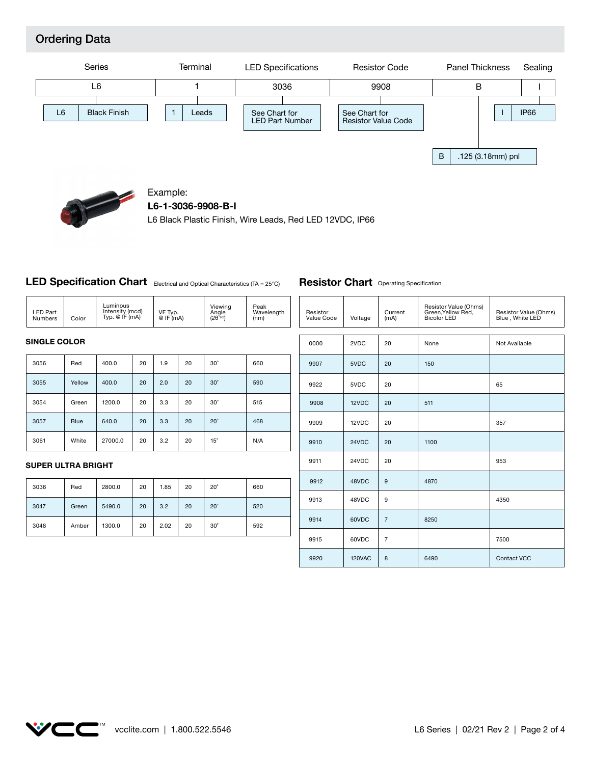## Ordering Data

| Series | Terminal | LED Specifications | Resistor Code | Panel Thickness | Sealing |
|---|---|---|---|---|---|
| L6 | 1 | 3036 | 9908 | B | I |
| L6 – Black Finish | 1 – Leads | See Chart for LED Part Number | See Chart for Resistor Value Code | B – .125 (3.18mm) pnl | I – IP66 |

Example:
**L6-1-3036-9908-B-I**
L6 Black Plastic Finish, Wire Leads, Red LED 12VDC, IP66

## LED Specification Chart

Electrical and Optical Characteristics (TA = 25°C)

| LED Part Numbers | Color | Luminous Intensity (mcd) Typ. @ IF (mA) | | VF Typ. @ IF (mA) | | Viewing Angle ($2\theta^{1/2}$) | Peak Wavelength (nm) |
|---|---|---|---|---|---|---|---|
| **SINGLE COLOR** | | | | | | | |
| 3056 | Red | 400.0 | 20 | 1.9 | 20 | 30° | 660 |
| 3055 | Yellow | 400.0 | 20 | 2.0 | 20 | 30° | 590 |
| 3054 | Green | 1200.0 | 20 | 3.3 | 20 | 30° | 515 |
| 3057 | Blue | 640.0 | 20 | 3.3 | 20 | 20° | 468 |
| 3061 | White | 27000.0 | 20 | 3.2 | 20 | 15° | N/A |
| **SUPER ULTRA BRIGHT** | | | | | | | |
| 3036 | Red | 2800.0 | 20 | 1.85 | 20 | 20° | 660 |
| 3047 | Green | 5490.0 | 20 | 3.2 | 20 | 20° | 520 |
| 3048 | Amber | 1300.0 | 20 | 2.02 | 20 | 30° | 592 |

## Resistor Chart

Operating Specification

| Resistor Value Code | Voltage | Current (mA) | Resistor Value (Ohms) Green,Yellow Red, Bicolor LED | Resistor Value (Ohms) Blue , White LED |
|---|---|---|---|---|
| 0000 | 2VDC | 20 | None | Not Available |
| 9907 | 5VDC | 20 | 150 | |
| 9922 | 5VDC | 20 | | 65 |
| 9908 | 12VDC | 20 | 511 | |
| 9909 | 12VDC | 20 | | 357 |
| 9910 | 24VDC | 20 | 1100 | |
| 9911 | 24VDC | 20 | | 953 |
| 9912 | 48VDC | 9 | 4870 | |
| 9913 | 48VDC | 9 | | 4350 |
| 9914 | 60VDC | 7 | 8250 | |
| 9915 | 60VDC | 7 | | 7500 |
| 9920 | 120VAC | 8 | 6490 | Contact VCC |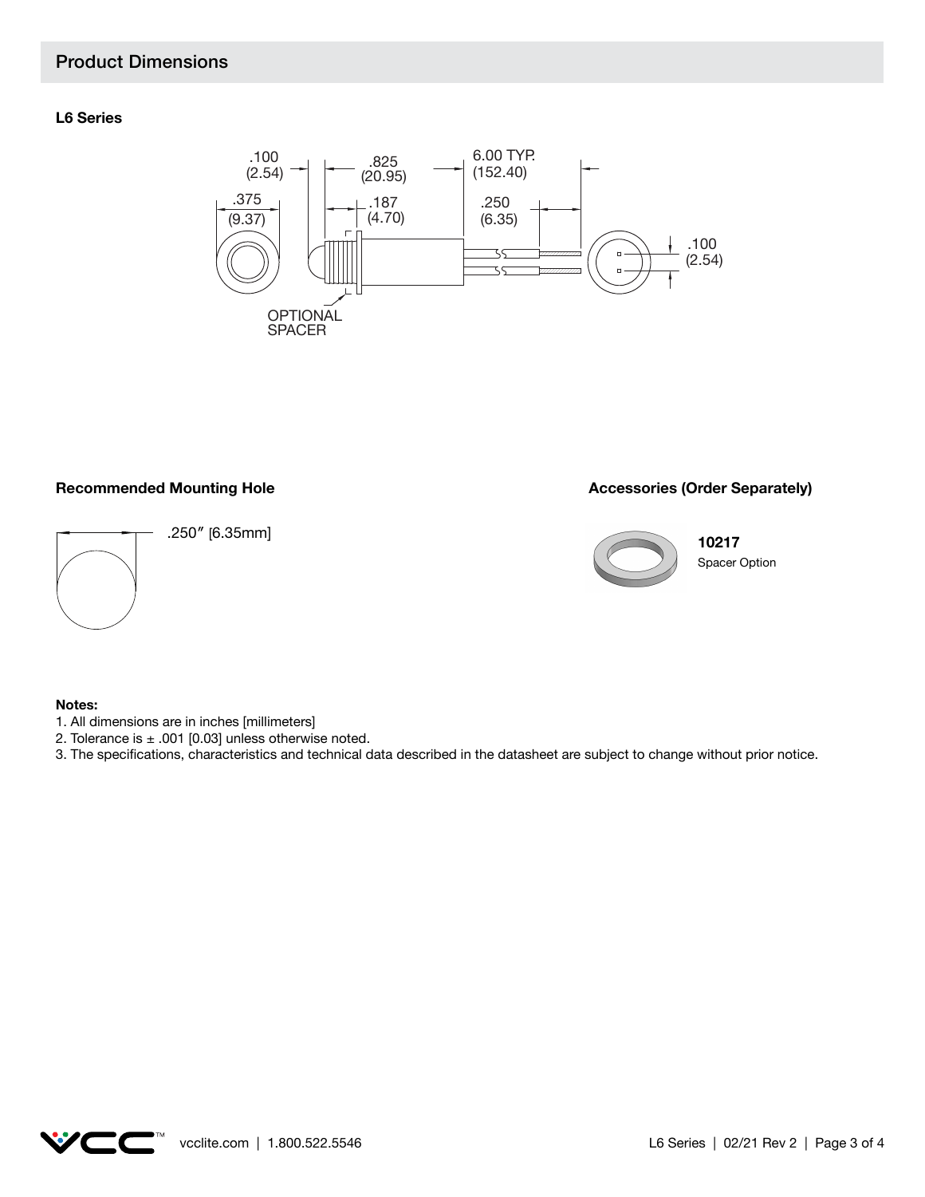## Product Dimensions

### L6 Series

.100 (2.54)

.825 (20.95)

6.00 TYP. (152.40)

.375 (9.37)

.187 (4.70)

.250 (6.35)

.100 (2.54)

OPTIONAL SPACER

### Recommended Mounting Hole

.250″ [6.35mm]

### Accessories (Order Separately)

**10217**
Spacer Option

**Notes:**

1. All dimensions are in inches [millimeters]
2. Tolerance is ± .001 [0.03] unless otherwise noted.
3. The specifications, characteristics and technical data described in the datasheet are subject to change without prior notice.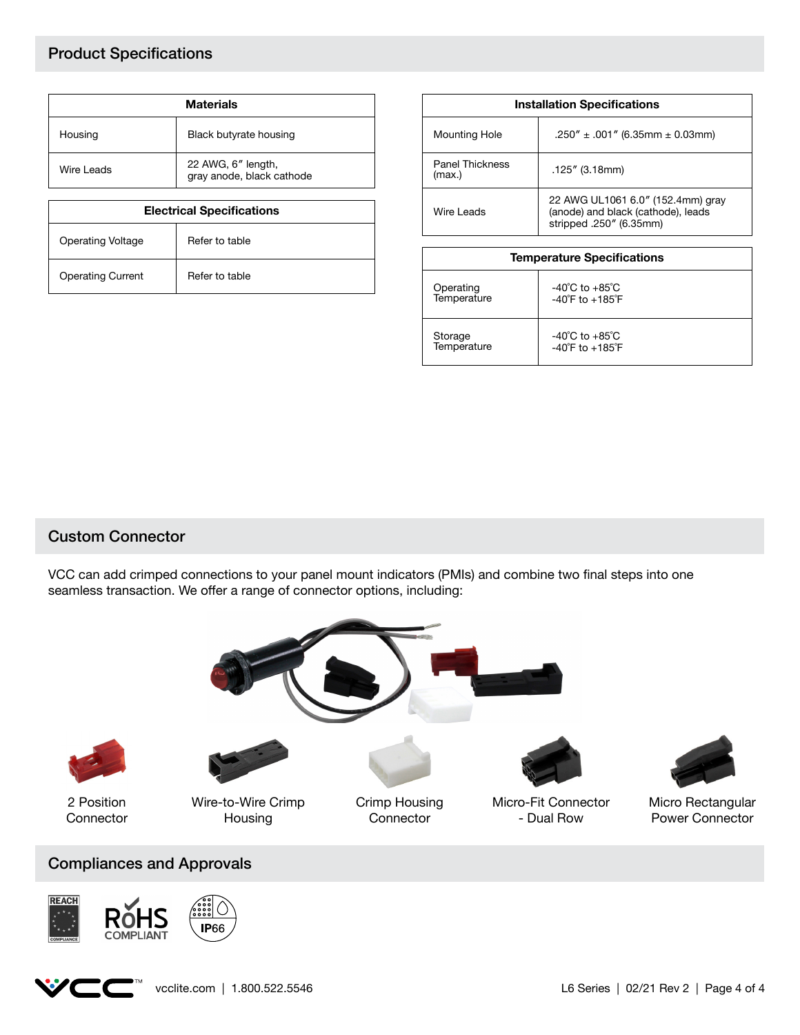## Product Specifications

| Materials | |
|---|---|
| Housing | Black butyrate housing |
| Wire Leads | 22 AWG, 6″ length, gray anode, black cathode |

| Electrical Specifications | |
|---|---|
| Operating Voltage | Refer to table |
| Operating Current | Refer to table |

| Installation Specifications | |
|---|---|
| Mounting Hole | .250″ ± .001″ (6.35mm ± 0.03mm) |
| Panel Thickness (max.) | .125″ (3.18mm) |
| Wire Leads | 22 AWG UL1061 6.0″ (152.4mm) gray (anode) and black (cathode), leads stripped .250″ (6.35mm) |

| Temperature Specifications | |
|---|---|
| Operating Temperature | -40˚C to +85˚C<br>-40˚F to +185˚F |
| Storage Temperature | -40˚C to +85˚C<br>-40˚F to +185˚F |

## Custom Connector

VCC can add crimped connections to your panel mount indicators (PMIs) and combine two final steps into one seamless transaction. We offer a range of connector options, including:

2 Position Connector

Wire-to-Wire Crimp Housing

Crimp Housing Connector

Micro-Fit Connector - Dual Row

Micro Rectangular Power Connector

## Compliances and Approvals

REACH COMPLIANCE

RoHS COMPLIANT

IP66